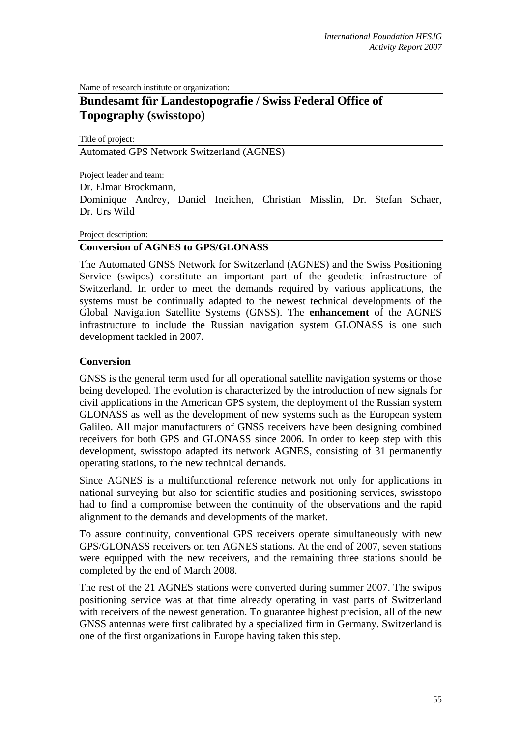Name of research institute or organization:

## Bundesamt für Landestopografie / Swiss Federal Office of Topography (swisstopo)

Title of project:

Automated GPS Network Switzerland (AGNES)

Project leader and team:

Dr. Elmar Brockmann,
Dominique Andrey, Daniel Ineichen, Christian Misslin, Dr. Stefan Schaer, Dr. Urs Wild

Project description:

### Conversion of AGNES to GPS/GLONASS

The Automated GNSS Network for Switzerland (AGNES) and the Swiss Positioning Service (swipos) constitute an important part of the geodetic infrastructure of Switzerland. In order to meet the demands required by various applications, the systems must be continually adapted to the newest technical developments of the Global Navigation Satellite Systems (GNSS). The **enhancement** of the AGNES infrastructure to include the Russian navigation system GLONASS is one such development tackled in 2007.

### Conversion

GNSS is the general term used for all operational satellite navigation systems or those being developed. The evolution is characterized by the introduction of new signals for civil applications in the American GPS system, the deployment of the Russian system GLONASS as well as the development of new systems such as the European system Galileo. All major manufacturers of GNSS receivers have been designing combined receivers for both GPS and GLONASS since 2006. In order to keep step with this development, swisstopo adapted its network AGNES, consisting of 31 permanently operating stations, to the new technical demands.

Since AGNES is a multifunctional reference network not only for applications in national surveying but also for scientific studies and positioning services, swisstopo had to find a compromise between the continuity of the observations and the rapid alignment to the demands and developments of the market.

To assure continuity, conventional GPS receivers operate simultaneously with new GPS/GLONASS receivers on ten AGNES stations. At the end of 2007, seven stations were equipped with the new receivers, and the remaining three stations should be completed by the end of March 2008.

The rest of the 21 AGNES stations were converted during summer 2007. The swipos positioning service was at that time already operating in vast parts of Switzerland with receivers of the newest generation. To guarantee highest precision, all of the new GNSS antennas were first calibrated by a specialized firm in Germany. Switzerland is one of the first organizations in Europe having taken this step.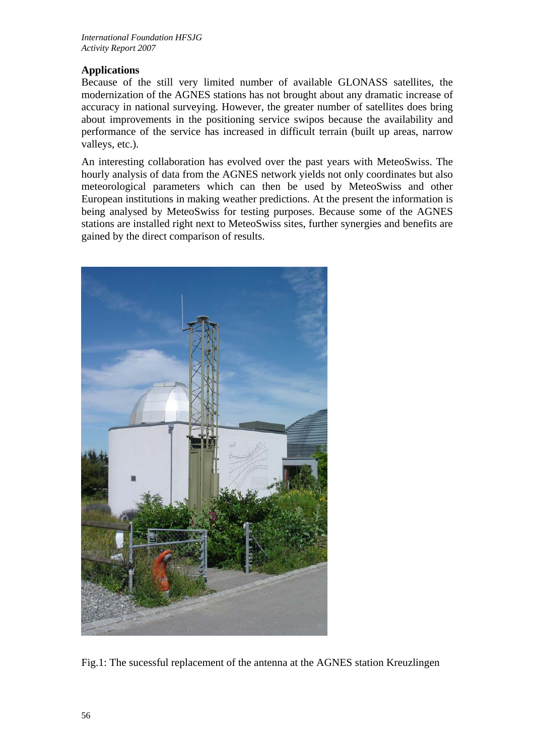## Applications

Because of the still very limited number of available GLONASS satellites, the modernization of the AGNES stations has not brought about any dramatic increase of accuracy in national surveying. However, the greater number of satellites does bring about improvements in the positioning service swipos because the availability and performance of the service has increased in difficult terrain (built up areas, narrow valleys, etc.).

An interesting collaboration has evolved over the past years with MeteoSwiss. The hourly analysis of data from the AGNES network yields not only coordinates but also meteorological parameters which can then be used by MeteoSwiss and other European institutions in making weather predictions. At the present the information is being analysed by MeteoSwiss for testing purposes. Because some of the AGNES stations are installed right next to MeteoSwiss sites, further synergies and benefits are gained by the direct comparison of results.

Fig.1: The sucessful replacement of the antenna at the AGNES station Kreuzlingen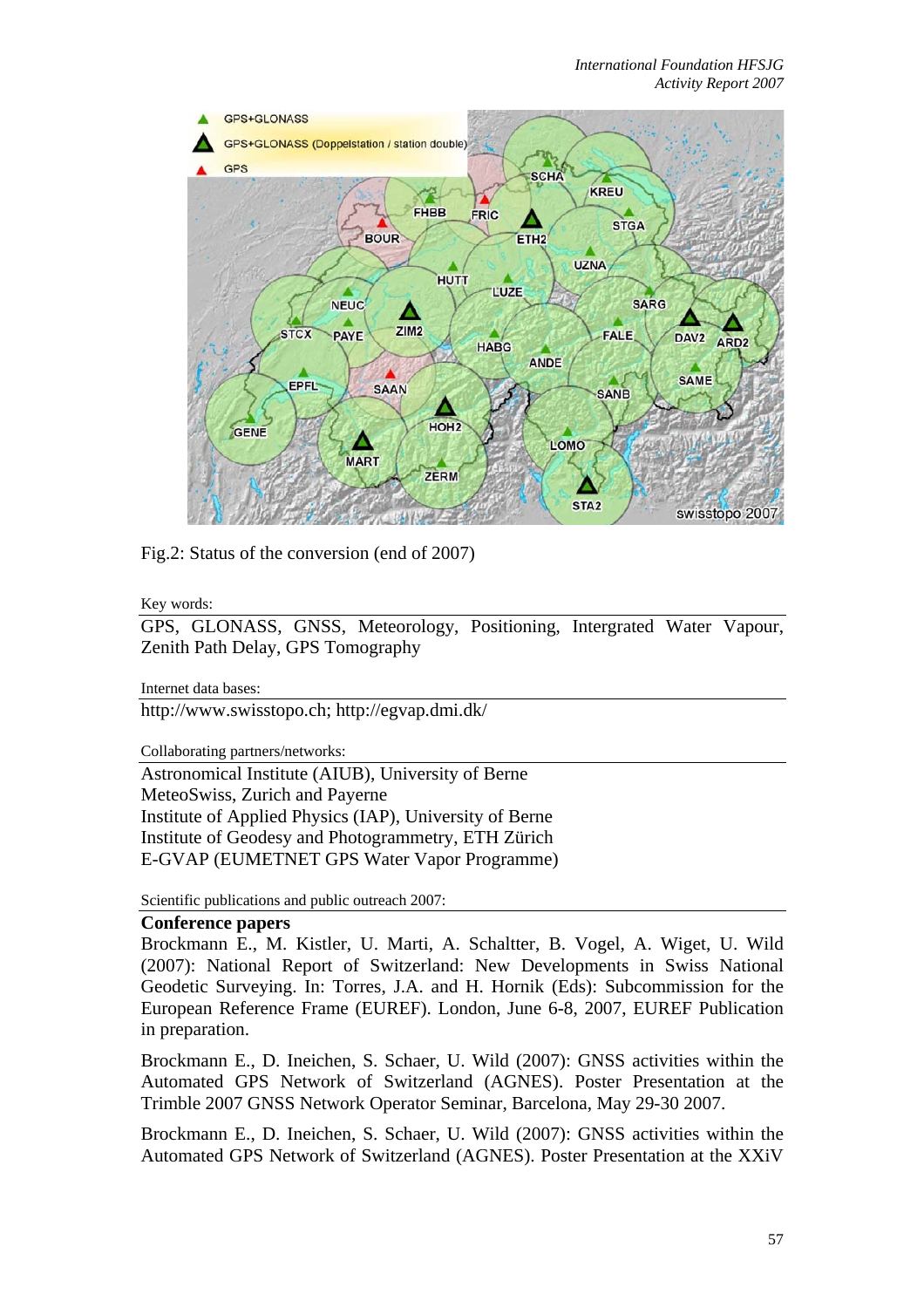Fig.2: Status of the conversion (end of 2007)

Key words:

GPS, GLONASS, GNSS, Meteorology, Positioning, Intergrated Water Vapour, Zenith Path Delay, GPS Tomography

Internet data bases:

http://www.swisstopo.ch; http://egvap.dmi.dk/

Collaborating partners/networks:

Astronomical Institute (AIUB), University of Berne
MeteoSwiss, Zurich and Payerne
Institute of Applied Physics (IAP), University of Berne
Institute of Geodesy and Photogrammetry, ETH Zürich
E-GVAP (EUMETNET GPS Water Vapor Programme)

Scientific publications and public outreach 2007:

**Conference papers**

Brockmann E., M. Kistler, U. Marti, A. Schaltter, B. Vogel, A. Wiget, U. Wild (2007): National Report of Switzerland: New Developments in Swiss National Geodetic Surveying. In: Torres, J.A. and H. Hornik (Eds): Subcommission for the European Reference Frame (EUREF). London, June 6-8, 2007, EUREF Publication in preparation.

Brockmann E., D. Ineichen, S. Schaer, U. Wild (2007): GNSS activities within the Automated GPS Network of Switzerland (AGNES). Poster Presentation at the Trimble 2007 GNSS Network Operator Seminar, Barcelona, May 29-30 2007.

Brockmann E., D. Ineichen, S. Schaer, U. Wild (2007): GNSS activities within the Automated GPS Network of Switzerland (AGNES). Poster Presentation at the XXiV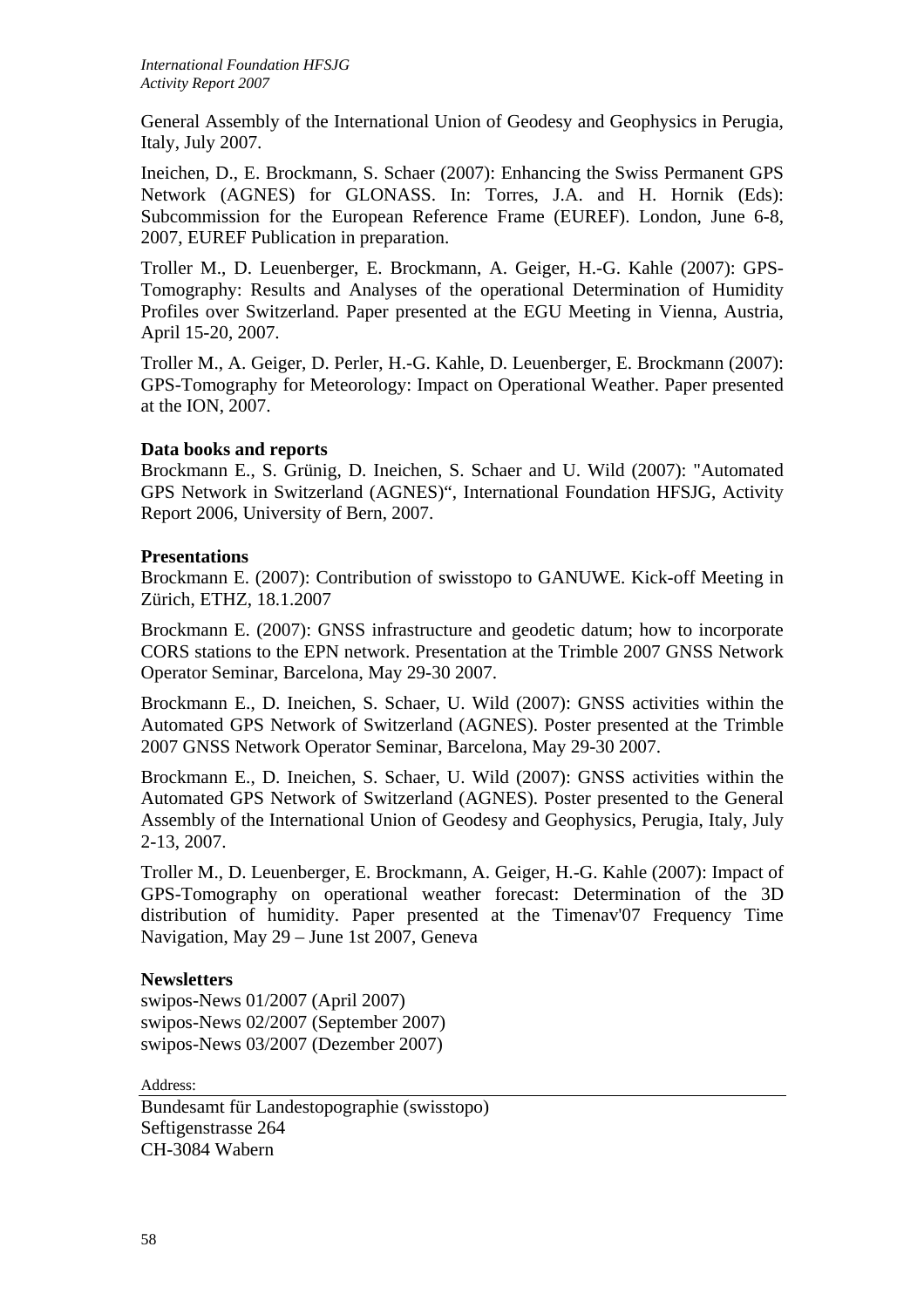General Assembly of the International Union of Geodesy and Geophysics in Perugia, Italy, July 2007.

Ineichen, D., E. Brockmann, S. Schaer (2007): Enhancing the Swiss Permanent GPS Network (AGNES) for GLONASS. In: Torres, J.A. and H. Hornik (Eds): Subcommission for the European Reference Frame (EUREF). London, June 6-8, 2007, EUREF Publication in preparation.

Troller M., D. Leuenberger, E. Brockmann, A. Geiger, H.-G. Kahle (2007): GPS-Tomography: Results and Analyses of the operational Determination of Humidity Profiles over Switzerland. Paper presented at the EGU Meeting in Vienna, Austria, April 15-20, 2007.

Troller M., A. Geiger, D. Perler, H.-G. Kahle, D. Leuenberger, E. Brockmann (2007): GPS-Tomography for Meteorology: Impact on Operational Weather. Paper presented at the ION, 2007.

**Data books and reports**

Brockmann E., S. Grünig, D. Ineichen, S. Schaer and U. Wild (2007): "Automated GPS Network in Switzerland (AGNES)", International Foundation HFSJG, Activity Report 2006, University of Bern, 2007.

**Presentations**

Brockmann E. (2007): Contribution of swisstopo to GANUWE. Kick-off Meeting in Zürich, ETHZ, 18.1.2007

Brockmann E. (2007): GNSS infrastructure and geodetic datum; how to incorporate CORS stations to the EPN network. Presentation at the Trimble 2007 GNSS Network Operator Seminar, Barcelona, May 29-30 2007.

Brockmann E., D. Ineichen, S. Schaer, U. Wild (2007): GNSS activities within the Automated GPS Network of Switzerland (AGNES). Poster presented at the Trimble 2007 GNSS Network Operator Seminar, Barcelona, May 29-30 2007.

Brockmann E., D. Ineichen, S. Schaer, U. Wild (2007): GNSS activities within the Automated GPS Network of Switzerland (AGNES). Poster presented to the General Assembly of the International Union of Geodesy and Geophysics, Perugia, Italy, July 2-13, 2007.

Troller M., D. Leuenberger, E. Brockmann, A. Geiger, H.-G. Kahle (2007): Impact of GPS-Tomography on operational weather forecast: Determination of the 3D distribution of humidity. Paper presented at the Timenav'07 Frequency Time Navigation, May 29 – June 1st 2007, Geneva

**Newsletters**

swipos-News 01/2007 (April 2007)
swipos-News 02/2007 (September 2007)
swipos-News 03/2007 (Dezember 2007)

Address:

Bundesamt für Landestopographie (swisstopo)
Seftigenstrasse 264
CH-3084 Wabern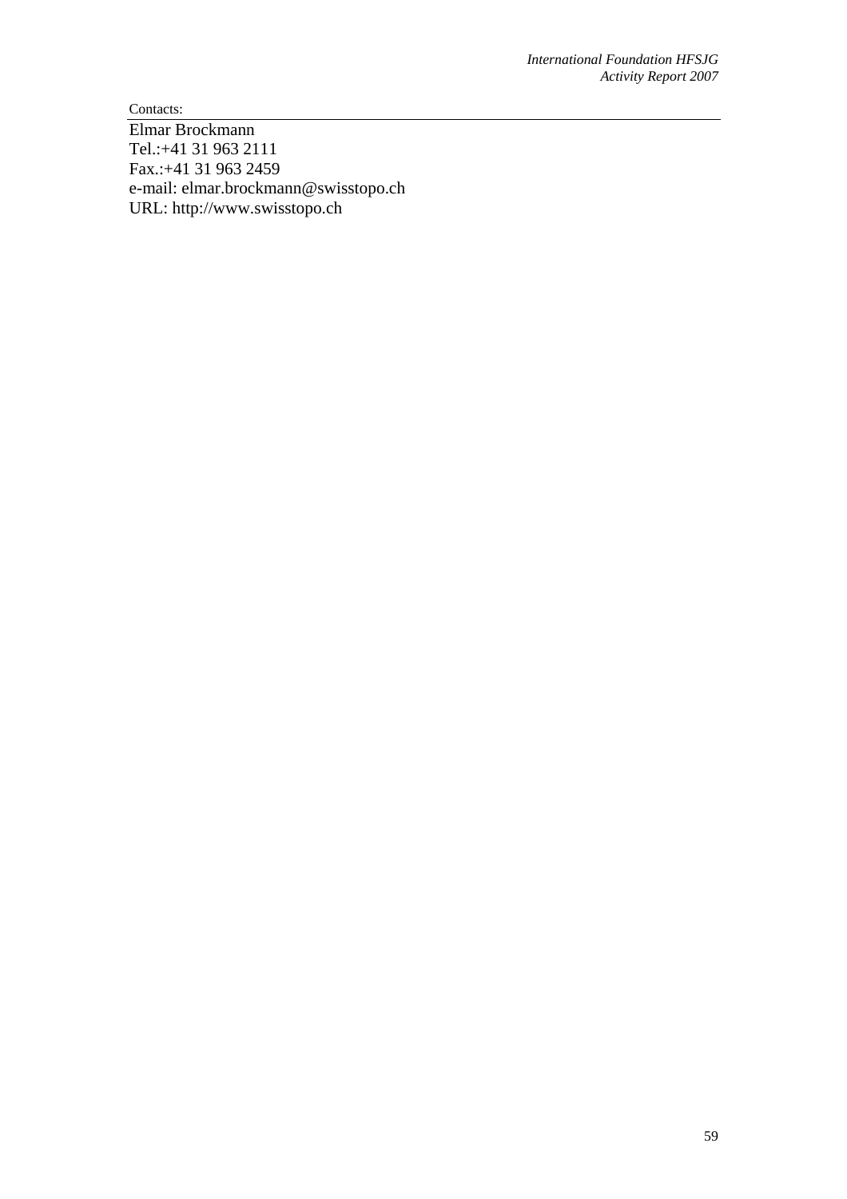Contacts:

Elmar Brockmann
Tel.:+41 31 963 2111
Fax.:+41 31 963 2459
e-mail: elmar.brockmann@swisstopo.ch
URL: http://www.swisstopo.ch